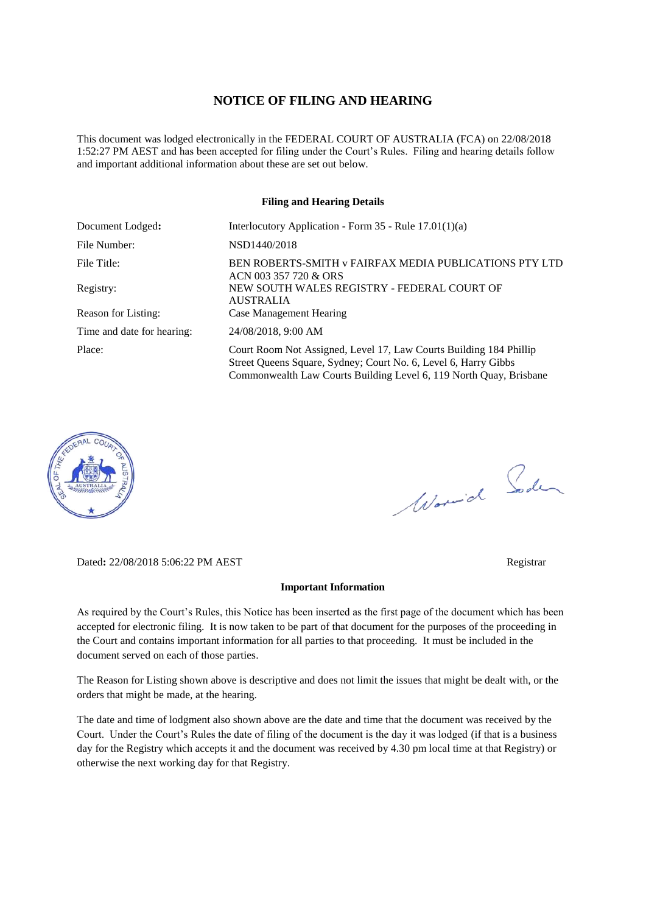# NOTICE OF FILING AND HEARING

This document was lodged electronically in the FEDERAL COURT OF AUSTRALIA (FCA) on 22/08/2018 1:52:27 PM AEST and has been accepted for filing under the Court's Rules. Filing and hearing details follow and important additional information about these are set out below.

## Filing and Hearing Details

| | |
|---|---|
| Document Lodged: | Interlocutory Application - Form 35 - Rule 17.01(1)(a) |
| File Number: | NSD1440/2018 |
| File Title: | BEN ROBERTS-SMITH v FAIRFAX MEDIA PUBLICATIONS PTY LTD ACN 003 357 720 & ORS |
| Registry: | NEW SOUTH WALES REGISTRY - FEDERAL COURT OF AUSTRALIA |
| Reason for Listing: | Case Management Hearing |
| Time and date for hearing: | 24/08/2018, 9:00 AM |
| Place: | Court Room Not Assigned, Level 17, Law Courts Building 184 Phillip Street Queens Square, Sydney; Court No. 6, Level 6, Harry Gibbs Commonwealth Law Courts Building Level 6, 119 North Quay, Brisbane |

Dated: 22/08/2018 5:06:22 PM AEST

Registrar

## Important Information

As required by the Court's Rules, this Notice has been inserted as the first page of the document which has been accepted for electronic filing. It is now taken to be part of that document for the purposes of the proceeding in the Court and contains important information for all parties to that proceeding. It must be included in the document served on each of those parties.

The Reason for Listing shown above is descriptive and does not limit the issues that might be dealt with, or the orders that might be made, at the hearing.

The date and time of lodgment also shown above are the date and time that the document was received by the Court. Under the Court's Rules the date of filing of the document is the day it was lodged (if that is a business day for the Registry which accepts it and the document was received by 4.30 pm local time at that Registry) or otherwise the next working day for that Registry.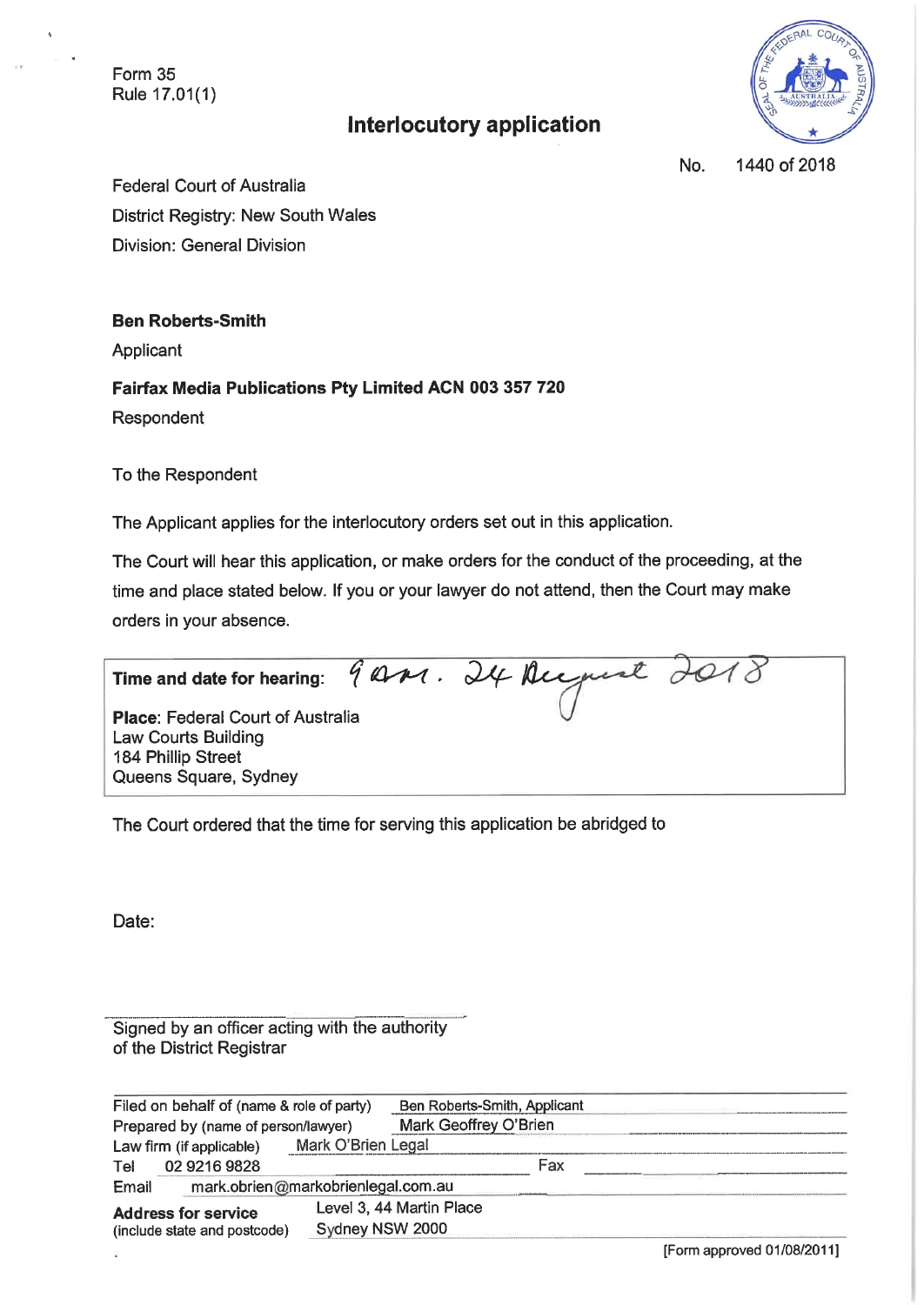Form 35
Rule 17.01(1)

# Interlocutory application

No. 1440 of 2018

Federal Court of Australia
District Registry: New South Wales
Division: General Division

**Ben Roberts-Smith**
Applicant

**Fairfax Media Publications Pty Limited ACN 003 357 720**
Respondent

To the Respondent

The Applicant applies for the interlocutory orders set out in this application.

The Court will hear this application, or make orders for the conduct of the proceeding, at the time and place stated below. If you or your lawyer do not attend, then the Court may make orders in your absence.

**Time and date for hearing:** 9am. 24 August 2018

**Place**: Federal Court of Australia
Law Courts Building
184 Phillip Street
Queens Square, Sydney

The Court ordered that the time for serving this application be abridged to

Date:

Signed by an officer acting with the authority of the District Registrar

| | |
|---|---|
| Filed on behalf of (name & role of party) | Ben Roberts-Smith, Applicant |
| Prepared by (name of person/lawyer) | Mark Geoffrey O'Brien |
| Law firm (if applicable) | Mark O'Brien Legal |
| Tel | 02 9216 9828 Fax |
| Email | mark.obrien@markobrienlegal.com.au |
| **Address for service** (include state and postcode) | Level 3, 44 Martin Place Sydney NSW 2000 |

[Form approved 01/08/2011]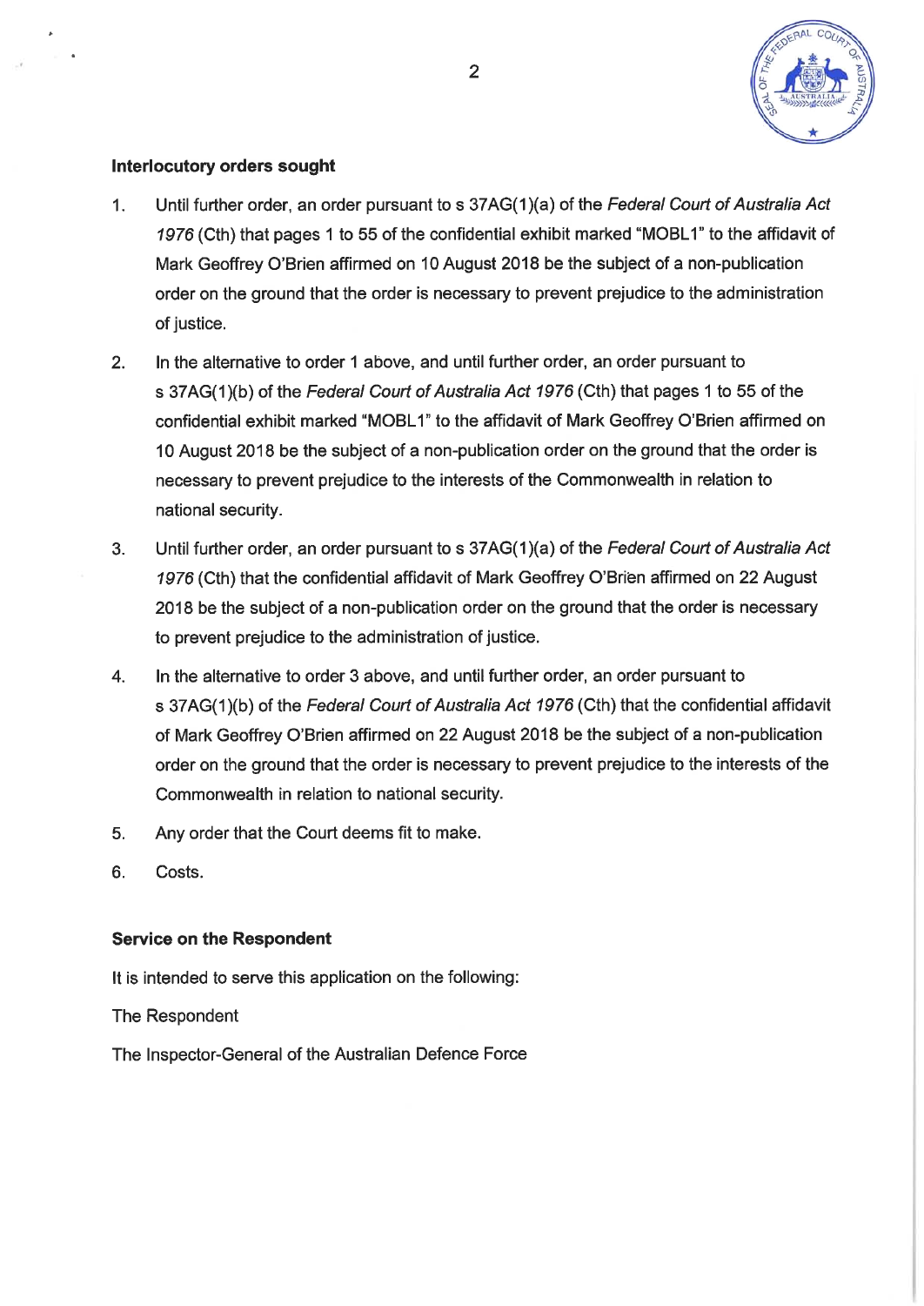**Interlocutory orders sought**

1. Until further order, an order pursuant to s 37AG(1)(a) of the *Federal Court of Australia Act 1976* (Cth) that pages 1 to 55 of the confidential exhibit marked "MOBL1" to the affidavit of Mark Geoffrey O'Brien affirmed on 10 August 2018 be the subject of a non-publication order on the ground that the order is necessary to prevent prejudice to the administration of justice.

2. In the alternative to order 1 above, and until further order, an order pursuant to s 37AG(1)(b) of the *Federal Court of Australia Act 1976* (Cth) that pages 1 to 55 of the confidential exhibit marked "MOBL1" to the affidavit of Mark Geoffrey O'Brien affirmed on 10 August 2018 be the subject of a non-publication order on the ground that the order is necessary to prevent prejudice to the interests of the Commonwealth in relation to national security.

3. Until further order, an order pursuant to s 37AG(1)(a) of the *Federal Court of Australia Act 1976* (Cth) that the confidential affidavit of Mark Geoffrey O'Brien affirmed on 22 August 2018 be the subject of a non-publication order on the ground that the order is necessary to prevent prejudice to the administration of justice.

4. In the alternative to order 3 above, and until further order, an order pursuant to s 37AG(1)(b) of the *Federal Court of Australia Act 1976* (Cth) that the confidential affidavit of Mark Geoffrey O'Brien affirmed on 22 August 2018 be the subject of a non-publication order on the ground that the order is necessary to prevent prejudice to the interests of the Commonwealth in relation to national security.

5. Any order that the Court deems fit to make.

6. Costs.

**Service on the Respondent**

It is intended to serve this application on the following:

The Respondent

The Inspector-General of the Australian Defence Force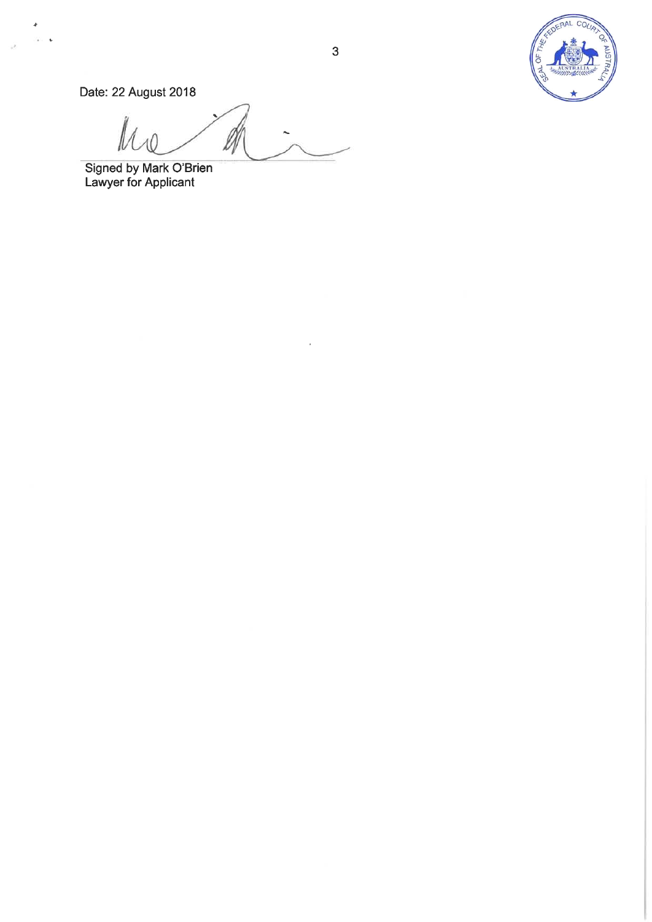Date: 22 August 2018

Signed by Mark O'Brien
Lawyer for Applicant